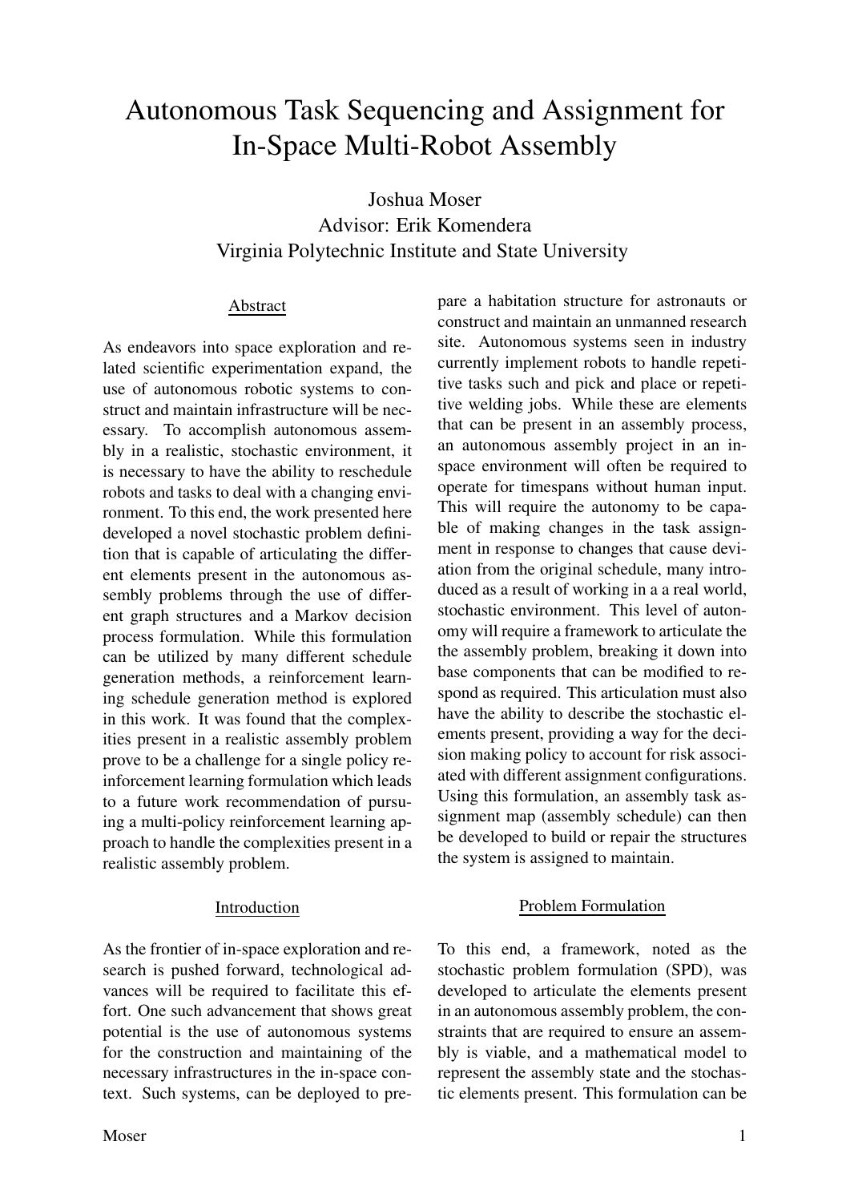# Autonomous Task Sequencing and Assignment for In-Space Multi-Robot Assembly

Joshua Moser
Advisor: Erik Komendera
Virginia Polytechnic Institute and State University

## Abstract

As endeavors into space exploration and related scientific experimentation expand, the use of autonomous robotic systems to construct and maintain infrastructure will be necessary. To accomplish autonomous assembly in a realistic, stochastic environment, it is necessary to have the ability to reschedule robots and tasks to deal with a changing environment. To this end, the work presented here developed a novel stochastic problem definition that is capable of articulating the different elements present in the autonomous assembly problems through the use of different graph structures and a Markov decision process formulation. While this formulation can be utilized by many different schedule generation methods, a reinforcement learning schedule generation method is explored in this work. It was found that the complexities present in a realistic assembly problem prove to be a challenge for a single policy reinforcement learning formulation which leads to a future work recommendation of pursuing a multi-policy reinforcement learning approach to handle the complexities present in a realistic assembly problem.

## Introduction

As the frontier of in-space exploration and research is pushed forward, technological advances will be required to facilitate this effort. One such advancement that shows great potential is the use of autonomous systems for the construction and maintaining of the necessary infrastructures in the in-space context. Such systems, can be deployed to prepare a habitation structure for astronauts or construct and maintain an unmanned research site. Autonomous systems seen in industry currently implement robots to handle repetitive tasks such and pick and place or repetitive welding jobs. While these are elements that can be present in an assembly process, an autonomous assembly project in an in-space environment will often be required to operate for timespans without human input. This will require the autonomy to be capable of making changes in the task assignment in response to changes that cause deviation from the original schedule, many introduced as a result of working in a a real world, stochastic environment. This level of autonomy will require a framework to articulate the the assembly problem, breaking it down into base components that can be modified to respond as required. This articulation must also have the ability to describe the stochastic elements present, providing a way for the decision making policy to account for risk associated with different assignment configurations. Using this formulation, an assembly task assignment map (assembly schedule) can then be developed to build or repair the structures the system is assigned to maintain.

## Problem Formulation

To this end, a framework, noted as the stochastic problem formulation (SPD), was developed to articulate the elements present in an autonomous assembly problem, the constraints that are required to ensure an assembly is viable, and a mathematical model to represent the assembly state and the stochastic elements present. This formulation can be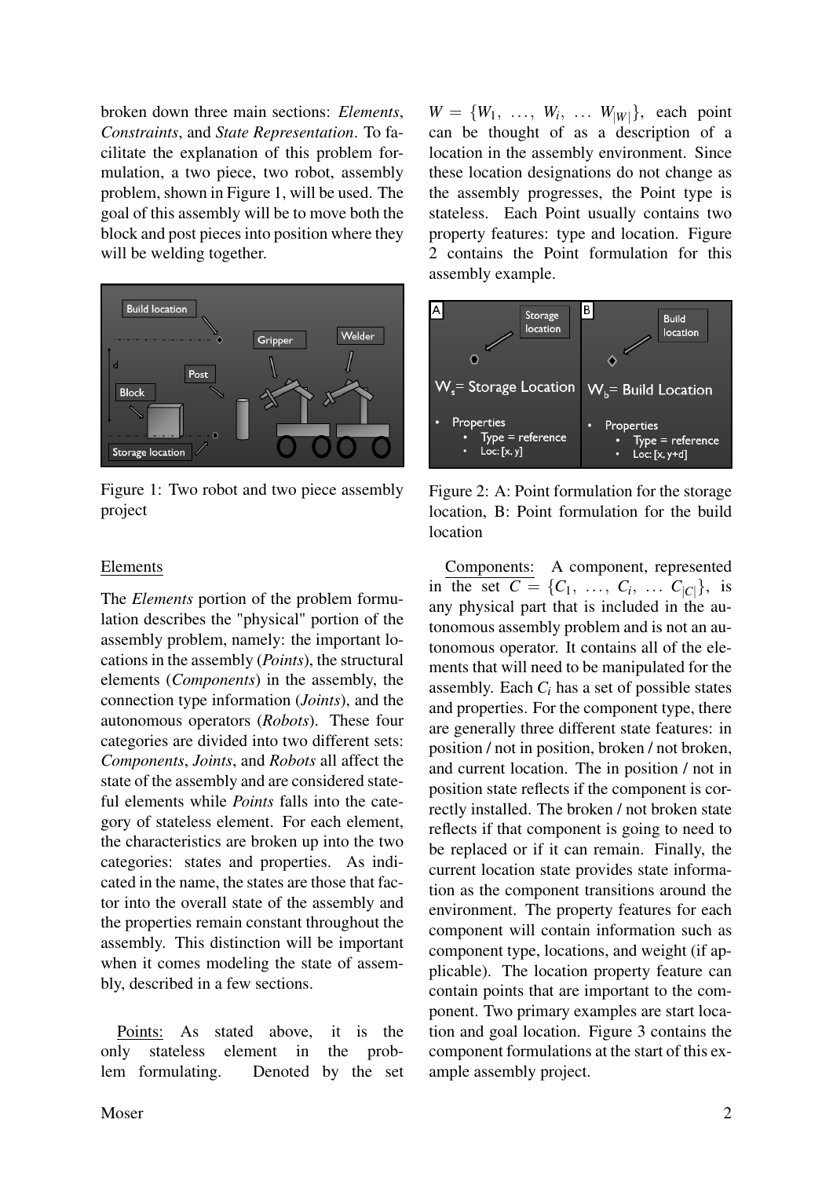broken down three main sections: *Elements*, *Constraints*, and *State Representation*. To facilitate the explanation of this problem formulation, a two piece, two robot, assembly problem, shown in Figure 1, will be used. The goal of this assembly will be to move both the block and post pieces into position where they will be welding together.

Figure 1: Two robot and two piece assembly project

## Elements

The *Elements* portion of the problem formulation describes the "physical" portion of the assembly problem, namely: the important locations in the assembly (*Points*), the structural elements (*Components*) in the assembly, the connection type information (*Joints*), and the autonomous operators (*Robots*). These four categories are divided into two different sets: *Components*, *Joints*, and *Robots* all affect the state of the assembly and are considered stateful elements while *Points* falls into the category of stateless element. For each element, the characteristics are broken up into the two categories: states and properties. As indicated in the name, the states are those that factor into the overall state of the assembly and the properties remain constant throughout the assembly. This distinction will be important when it comes modeling the state of assembly, described in a few sections.

Points: As stated above, it is the only stateless element in the problem formulating. Denoted by the set $W = \{W_1, \ldots, W_i, \ldots W_{|W|}\}$, each point can be thought of as a description of a location in the assembly environment. Since these location designations do not change as the assembly progresses, the Point type is stateless. Each Point usually contains two property features: type and location. Figure 2 contains the Point formulation for this assembly example.

Figure 2: A: Point formulation for the storage location, B: Point formulation for the build location

Components: A component, represented in the set $C = \{C_1, \ldots, C_i, \ldots C_{|C|}\}$, is any physical part that is included in the autonomous assembly problem and is not an autonomous operator. It contains all of the elements that will need to be manipulated for the assembly. Each $C_i$ has a set of possible states and properties. For the component type, there are generally three different state features: in position / not in position, broken / not broken, and current location. The in position / not in position state reflects if the component is correctly installed. The broken / not broken state reflects if that component is going to need to be replaced or if it can remain. Finally, the current location state provides state information as the component transitions around the environment. The property features for each component will contain information such as component type, locations, and weight (if applicable). The location property feature can contain points that are important to the component. Two primary examples are start location and goal location. Figure 3 contains the component formulations at the start of this example assembly project.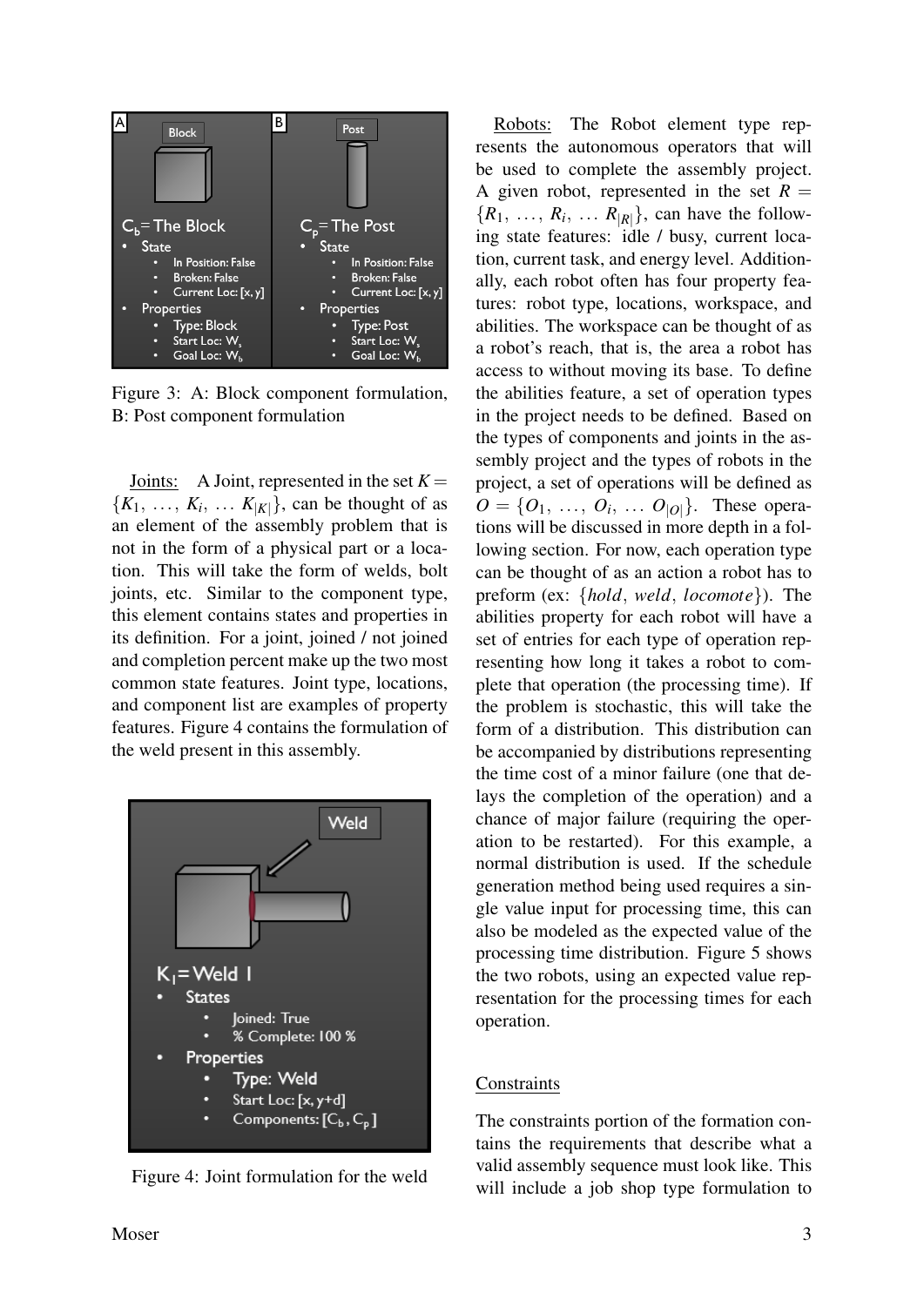Figure 3: A: Block component formulation, B: Post component formulation

Joints: A Joint, represented in the set $K = \{K_1, \ldots, K_i, \ldots K_{|K|}\}$, can be thought of as an element of the assembly problem that is not in the form of a physical part or a location. This will take the form of welds, bolt joints, etc. Similar to the component type, this element contains states and properties in its definition. For a joint, joined / not joined and completion percent make up the two most common state features. Joint type, locations, and component list are examples of property features. Figure 4 contains the formulation of the weld present in this assembly.

Figure 4: Joint formulation for the weld

Robots: The Robot element type represents the autonomous operators that will be used to complete the assembly project. A given robot, represented in the set $R = \{R_1, \ldots, R_i, \ldots R_{|R|}\}$, can have the following state features: idle / busy, current location, current task, and energy level. Additionally, each robot often has four property features: robot type, locations, workspace, and abilities. The workspace can be thought of as a robot's reach, that is, the area a robot has access to without moving its base. To define the abilities feature, a set of operation types in the project needs to be defined. Based on the types of components and joints in the assembly project and the types of robots in the project, a set of operations will be defined as $O = \{O_1, \ldots, O_i, \ldots O_{|O|}\}$. These operations will be discussed in more depth in a following section. For now, each operation type can be thought of as an action a robot has to preform (ex: $\{hold, weld, locomote\}$). The abilities property for each robot will have a set of entries for each type of operation representing how long it takes a robot to complete that operation (the processing time). If the problem is stochastic, this will take the form of a distribution. This distribution can be accompanied by distributions representing the time cost of a minor failure (one that delays the completion of the operation) and a chance of major failure (requiring the operation to be restarted). For this example, a normal distribution is used. If the schedule generation method being used requires a single value input for processing time, this can also be modeled as the expected value of the processing time distribution. Figure 5 shows the two robots, using an expected value representation for the processing times for each operation.

Constraints

The constraints portion of the formation contains the requirements that describe what a valid assembly sequence must look like. This will include a job shop type formulation to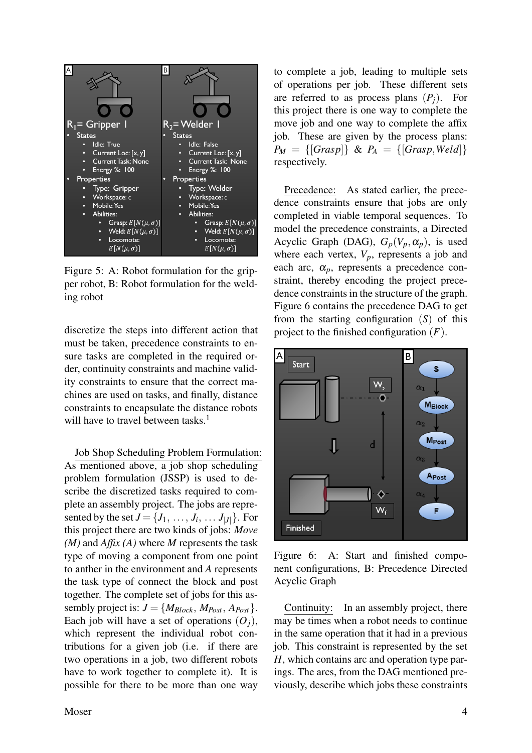Figure 5: A: Robot formulation for the gripper robot, B: Robot formulation for the welding robot

discretize the steps into different action that must be taken, precedence constraints to ensure tasks are completed in the required order, continuity constraints and machine validity constraints to ensure that the correct machines are used on tasks, and finally, distance constraints to encapsulate the distance robots will have to travel between tasks.[1]

Job Shop Scheduling Problem Formulation: As mentioned above, a job shop scheduling problem formulation (JSSP) is used to describe the discretized tasks required to complete an assembly project. The jobs are represented by the set $J = \{J_1, \ldots, J_i, \ldots J_{|J|}\}$. For this project there are two kinds of jobs: *Move (M)* and *Affix (A)* where $M$ represents the task type of moving a component from one point to anther in the environment and $A$ represents the task type of connect the block and post together. The complete set of jobs for this assembly project is: $J = \{M_{Block}, M_{Post}, A_{Post}\}$. Each job will have a set of operations $(O_j)$, which represent the individual robot contributions for a given job (i.e. if there are two operations in a job, two different robots have to work together to complete it). It is possible for there to be more than one way to complete a job, leading to multiple sets of operations per job. These different sets are referred to as process plans $(P_j)$. For this project there is one way to complete the move job and one way to complete the affix job. These are given by the process plans: $P_M = \{[Grasp]\}$ & $P_A = \{[Grasp, Weld]\}$ respectively.

Precedence: As stated earlier, the precedence constraints ensure that jobs are only completed in viable temporal sequences. To model the precedence constraints, a Directed Acyclic Graph (DAG), $G_p(V_p, \alpha_p)$, is used where each vertex, $V_p$, represents a job and each arc, $\alpha_p$, represents a precedence constraint, thereby encoding the project precedence constraints in the structure of the graph. Figure 6 contains the precedence DAG to get from the starting configuration $(S)$ of this project to the finished configuration $(F)$.

Figure 6: A: Start and finished component configurations, B: Precedence Directed Acyclic Graph

Continuity: In an assembly project, there may be times when a robot needs to continue in the same operation that it had in a previous job. This constraint is represented by the set $H$, which contains arc and operation type pairings. The arcs, from the DAG mentioned previously, describe which jobs these constraints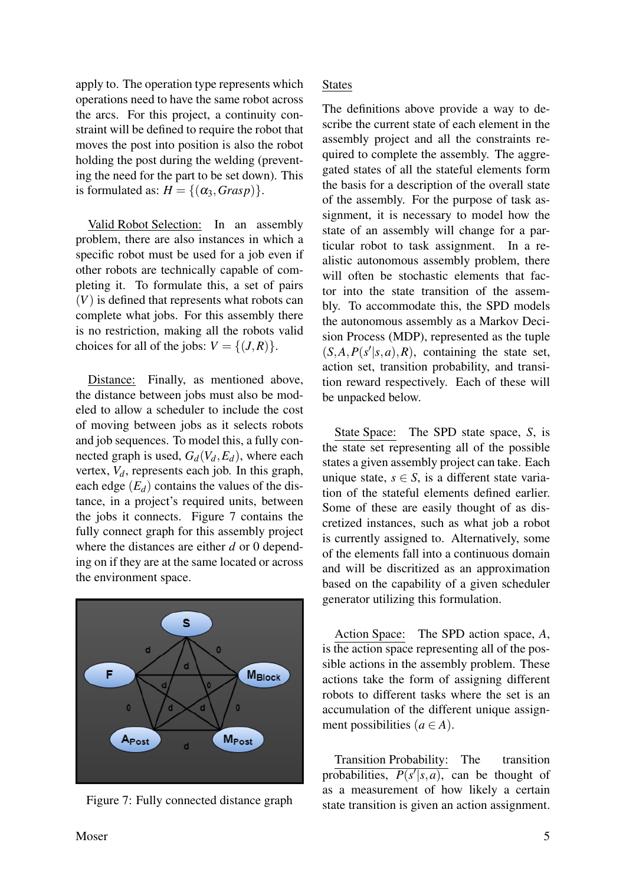apply to. The operation type represents which operations need to have the same robot across the arcs. For this project, a continuity constraint will be defined to require the robot that moves the post into position is also the robot holding the post during the welding (preventing the need for the part to be set down). This is formulated as: $H = \{(\alpha_3, Grasp)\}$.

Valid Robot Selection: In an assembly problem, there are also instances in which a specific robot must be used for a job even if other robots are technically capable of completing it. To formulate this, a set of pairs $(V)$ is defined that represents what robots can complete what jobs. For this assembly there is no restriction, making all the robots valid choices for all of the jobs: $V = \{(J, R)\}$.

Distance: Finally, as mentioned above, the distance between jobs must also be modeled to allow a scheduler to include the cost of moving between jobs as it selects robots and job sequences. To model this, a fully connected graph is used, $G_d(V_d, E_d)$, where each vertex, $V_d$, represents each job. In this graph, each edge $(E_d)$ contains the values of the distance, in a project's required units, between the jobs it connects. Figure 7 contains the fully connect graph for this assembly project where the distances are either $d$ or 0 depending on if they are at the same located or across the environment space.

Figure 7: Fully connected distance graph

States

The definitions above provide a way to describe the current state of each element in the assembly project and all the constraints required to complete the assembly. The aggregated states of all the stateful elements form the basis for a description of the overall state of the assembly. For the purpose of task assignment, it is necessary to model how the state of an assembly will change for a particular robot to task assignment. In a realistic autonomous assembly problem, there will often be stochastic elements that factor into the state transition of the assembly. To accommodate this, the SPD models the autonomous assembly as a Markov Decision Process (MDP), represented as the tuple $(S, A, P(s'|s,a), R)$, containing the state set, action set, transition probability, and transition reward respectively. Each of these will be unpacked below.

State Space: The SPD state space, $S$, is the state set representing all of the possible states a given assembly project can take. Each unique state, $s \in S$, is a different state variation of the stateful elements defined earlier. Some of these are easily thought of as discretized instances, such as what job a robot is currently assigned to. Alternatively, some of the elements fall into a continuous domain and will be discritized as an approximation based on the capability of a given scheduler generator utilizing this formulation.

Action Space: The SPD action space, $A$, is the action space representing all of the possible actions in the assembly problem. These actions take the form of assigning different robots to different tasks where the set is an accumulation of the different unique assignment possibilities $(a \in A)$.

Transition Probability: The transition probabilities, $P(s'|s,a)$, can be thought of as a measurement of how likely a certain state transition is given an action assignment.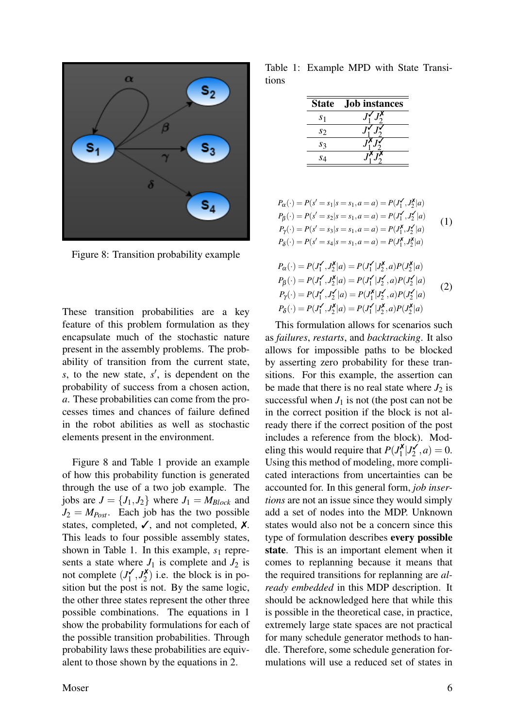Figure 8: Transition probability example

Table 1: Example MPD with State Transitions

| State | Job instances |
|---|---|
| $s_1$ | $J_1^{✓} J_2^{✗}$ |
| $s_2$ | $J_1^{✓} J_2^{✓}$ |
| $s_3$ | $J_1^{✗} J_2^{✓}$ |
| $s_4$ | $J_1^{✗} J_2^{✗}$ |

These transition probabilities are a key feature of this problem formulation as they encapsulate much of the stochastic nature present in the assembly problems. The probability of transition from the current state, $s$, to the new state, $s'$, is dependent on the probability of success from a chosen action, $a$. These probabilities can come from the processes times and chances of failure defined in the robot abilities as well as stochastic elements present in the environment.

Figure 8 and Table 1 provide an example of how this probability function is generated through the use of a two job example. The jobs are $J = \{J_1, J_2\}$ where $J_1 = M_{Block}$ and $J_2 = M_{Post}$. Each job has the two possible states, completed, ✓, and not completed, ✗. This leads to four possible assembly states, shown in Table 1. In this example, $s_1$ represents a state where $J_1$ is complete and $J_2$ is not complete $(J_1^{✓}, J_2^{✗})$ i.e. the block is in position but the post is not. By the same logic, the other three states represent the other three possible combinations. The equations in 1 show the probability formulations for each of the possible transition probabilities. Through probability laws these probabilities are equivalent to those shown by the equations in 2.

$$
\begin{aligned}
P_\alpha(\cdot) &= P(s' = s_1 | s = s_1, a = a) = P(J_1^{✓}, J_2^{✗} | a) \\
P_\beta(\cdot) &= P(s' = s_2 | s = s_1, a = a) = P(J_1^{✓}, J_2^{✓} | a) \\
P_\gamma(\cdot) &= P(s' = s_3 | s = s_1, a = a) = P(J_1^{✗}, J_2^{✓} | a) \\
P_\delta(\cdot) &= P(s' = s_4 | s = s_1, a = a) = P(J_1^{✗}, J_2^{✗} | a)
\end{aligned}
\quad (1)
$$

$$
\begin{aligned}
P_\alpha(\cdot) &= P(J_1^{✓}, J_2^{✗} | a) = P(J_1^{✓} | J_2^{✗}, a) P(J_2^{✗} | a) \\
P_\beta(\cdot) &= P(J_1^{✓}, J_2^{✗} | a) = P(J_1^{✓} | J_2^{✓}, a) P(J_2^{✓} | a) \\
P_\gamma(\cdot) &= P(J_1^{✓}, J_2^{✓} | a) = P(J_1^{✗} | J_2^{✓}, a) P(J_2^{✓} | a) \\
P_\delta(\cdot) &= P(J_1^{✓}, J_2^{✗} | a) = P(J_1^{✓} | J_2^{✗}, a) P(J_2^{✗} | a)
\end{aligned}
\quad (2)
$$

This formulation allows for scenarios such as *failures*, *restarts*, and *backtracking*. It also allows for impossible paths to be blocked by asserting zero probability for these transitions. For this example, the assertion can be made that there is no real state where $J_2$ is successful when $J_1$ is not (the post can not be in the correct position if the block is not already there if the correct position of the post includes a reference from the block). Modeling this would require that $P(J_1^{✗} | J_2^{✓}, a) = 0$. Using this method of modeling, more complicated interactions from uncertainties can be accounted for. In this general form, *job insertions* are not an issue since they would simply add a set of nodes into the MDP. Unknown states would also not be a concern since this type of formulation describes **every possible state**. This is an important element when it comes to replanning because it means that the required transitions for replanning are *already embedded* in this MDP description. It should be acknowledged here that while this is possible in the theoretical case, in practice, extremely large state spaces are not practical for many schedule generator methods to handle. Therefore, some schedule generation formulations will use a reduced set of states in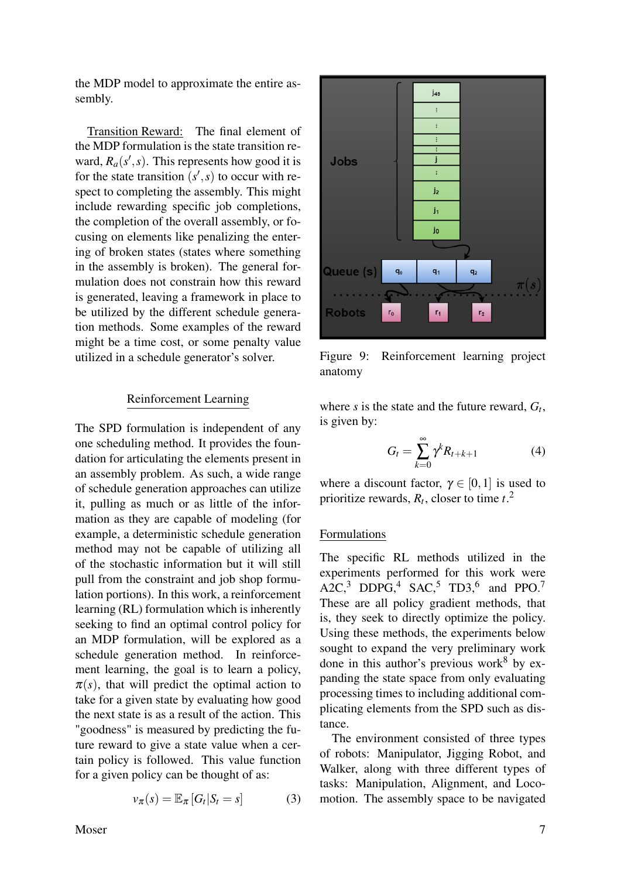the MDP model to approximate the entire assembly.

Transition Reward: The final element of the MDP formulation is the state transition reward, $R_a(s', s)$. This represents how good it is for the state transition $(s', s)$ to occur with respect to completing the assembly. This might include rewarding specific job completions, the completion of the overall assembly, or focusing on elements like penalizing the entering of broken states (states where something in the assembly is broken). The general formulation does not constrain how this reward is generated, leaving a framework in place to be utilized by the different schedule generation methods. Some examples of the reward might be a time cost, or some penalty value utilized in a schedule generator's solver.

## Reinforcement Learning

The SPD formulation is independent of any one scheduling method. It provides the foundation for articulating the elements present in an assembly problem. As such, a wide range of schedule generation approaches can utilize it, pulling as much or as little of the information as they are capable of modeling (for example, a deterministic schedule generation method may not be capable of utilizing all of the stochastic information but it will still pull from the constraint and job shop formulation portions). In this work, a reinforcement learning (RL) formulation which is inherently seeking to find an optimal control policy for an MDP formulation, will be explored as a schedule generation method. In reinforcement learning, the goal is to learn a policy, $\pi(s)$, that will predict the optimal action to take for a given state by evaluating how good the next state is as a result of the action. This "goodness" is measured by predicting the future reward to give a state value when a certain policy is followed. This value function for a given policy can be thought of as:

$$v_\pi(s) = \mathbb{E}_\pi [G_t | S_t = s] \tag{3}$$

Figure 9: Reinforcement learning project anatomy

where $s$ is the state and the future reward, $G_t$, is given by:

$$G_t = \sum_{k=0}^{\infty} \gamma^k R_{t+k+1} \tag{4}$$

where a discount factor, $\gamma \in [0, 1]$ is used to prioritize rewards, $R_t$, closer to time $t$.[2]

## Formulations

The specific RL methods utilized in the experiments performed for this work were A2C,[3] DDPG,[4] SAC,[5] TD3,[6] and PPO.[7] These are all policy gradient methods, that is, they seek to directly optimize the policy. Using these methods, the experiments below sought to expand the very preliminary work done in this author's previous work[8] by expanding the state space from only evaluating processing times to including additional complicating elements from the SPD such as distance.

The environment consisted of three types of robots: Manipulator, Jigging Robot, and Walker, along with three different types of tasks: Manipulation, Alignment, and Locomotion. The assembly space to be navigated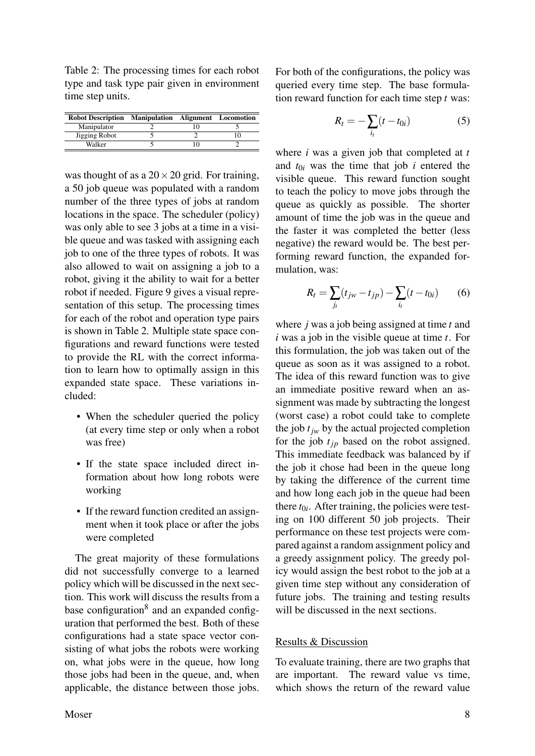Table 2: The processing times for each robot type and task type pair given in environment time step units.

| Robot Description | Manipulation | Alignment | Locomotion |
|---|---|---|---|
| Manipulator | 2 | 10 | 5 |
| Jigging Robot | 5 | 2 | 10 |
| Walker | 5 | 10 | 2 |

was thought of as a $20 \times 20$ grid. For training, a 50 job queue was populated with a random number of the three types of jobs at random locations in the space. The scheduler (policy) was only able to see 3 jobs at a time in a visible queue and was tasked with assigning each job to one of the three types of robots. It was also allowed to wait on assigning a job to a robot, giving it the ability to wait for a better robot if needed. Figure 9 gives a visual representation of this setup. The processing times for each of the robot and operation type pairs is shown in Table 2. Multiple state space configurations and reward functions were tested to provide the RL with the correct information to learn how to optimally assign in this expanded state space. These variations included:

- When the scheduler queried the policy (at every time step or only when a robot was free)
- If the state space included direct information about how long robots were working
- If the reward function credited an assignment when it took place or after the jobs were completed

The great majority of these formulations did not successfully converge to a learned policy which will be discussed in the next section. This work will discuss the results from a base configuration[8] and an expanded configuration that performed the best. Both of these configurations had a state space vector consisting of what jobs the robots were working on, what jobs were in the queue, how long those jobs had been in the queue, and, when applicable, the distance between those jobs. For both of the configurations, the policy was queried every time step. The base formulation reward function for each time step $t$ was:

$$R_t = -\sum_{i_t}(t - t_{0i}) \tag{5}$$

where $i$ was a given job that completed at $t$ and $t_{0i}$ was the time that job $i$ entered the visible queue. This reward function sought to teach the policy to move jobs through the queue as quickly as possible. The shorter amount of time the job was in the queue and the faster it was completed the better (less negative) the reward would be. The best performing reward function, the expanded formulation, was:

$$R_t = \sum_{j_t}(t_{jw} - t_{jp}) - \sum_{i_t}(t - t_{0i}) \tag{6}$$

where $j$ was a job being assigned at time $t$ and $i$ was a job in the visible queue at time $t$. For this formulation, the job was taken out of the queue as soon as it was assigned to a robot. The idea of this reward function was to give an immediate positive reward when an assignment was made by subtracting the longest (worst case) a robot could take to complete the job $t_{jw}$ by the actual projected completion for the job $t_{jp}$ based on the robot assigned. This immediate feedback was balanced by if the job it chose had been in the queue long by taking the difference of the current time and how long each job in the queue had been there $t_{0i}$. After training, the policies were testing on 100 different 50 job projects. Their performance on these test projects were compared against a random assignment policy and a greedy assignment policy. The greedy policy would assign the best robot to the job at a given time step without any consideration of future jobs. The training and testing results will be discussed in the next sections.

## Results & Discussion

To evaluate training, there are two graphs that are important. The reward value vs time, which shows the return of the reward value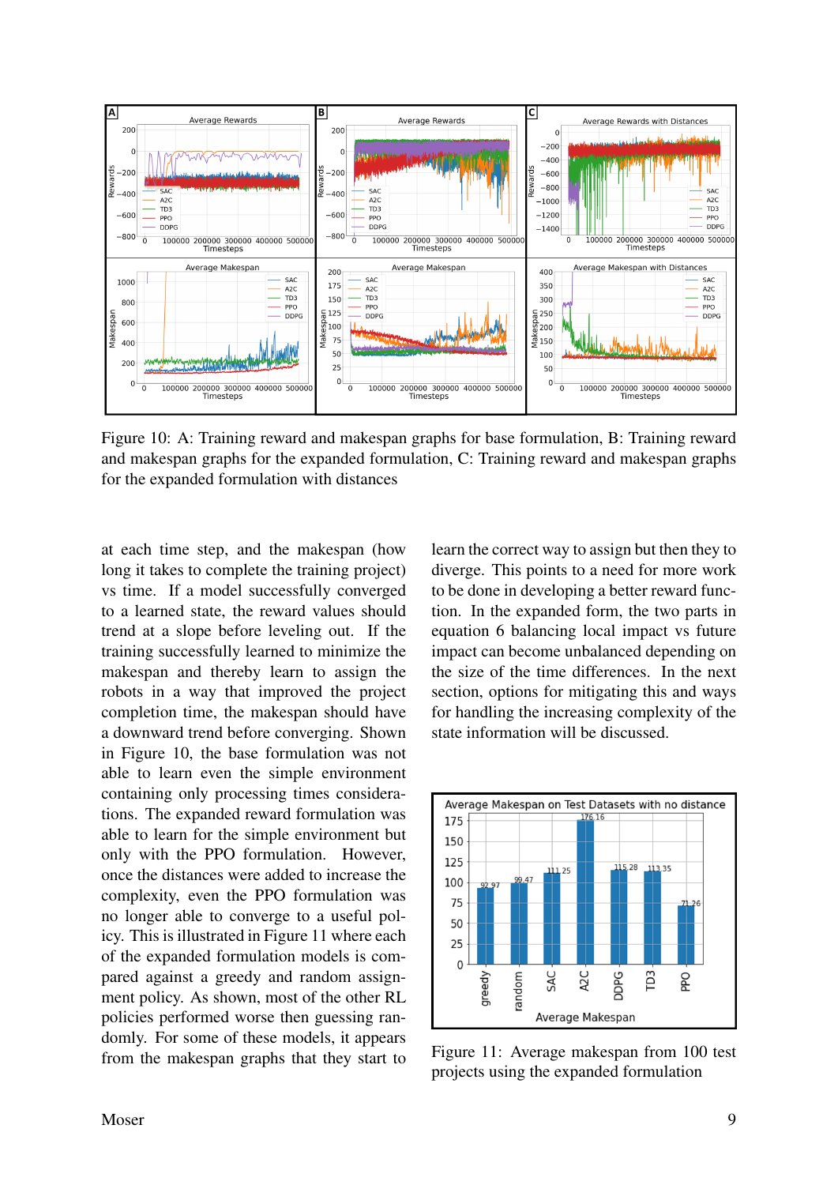Figure 10: A: Training reward and makespan graphs for base formulation, B: Training reward and makespan graphs for the expanded formulation, C: Training reward and makespan graphs for the expanded formulation with distances

at each time step, and the makespan (how long it takes to complete the training project) vs time. If a model successfully converged to a learned state, the reward values should trend at a slope before leveling out. If the training successfully learned to minimize the makespan and thereby learn to assign the robots in a way that improved the project completion time, the makespan should have a downward trend before converging. Shown in Figure 10, the base formulation was not able to learn even the simple environment containing only processing times considerations. The expanded reward formulation was able to learn for the simple environment but only with the PPO formulation. However, once the distances were added to increase the complexity, even the PPO formulation was no longer able to converge to a useful policy. This is illustrated in Figure 11 where each of the expanded formulation models is compared against a greedy and random assignment policy. As shown, most of the other RL policies performed worse then guessing randomly. For some of these models, it appears from the makespan graphs that they start to learn the correct way to assign but then they to diverge. This points to a need for more work to be done in developing a better reward function. In the expanded form, the two parts in equation 6 balancing local impact vs future impact can become unbalanced depending on the size of the time differences. In the next section, options for mitigating this and ways for handling the increasing complexity of the state information will be discussed.

Figure 11: Average makespan from 100 test projects using the expanded formulation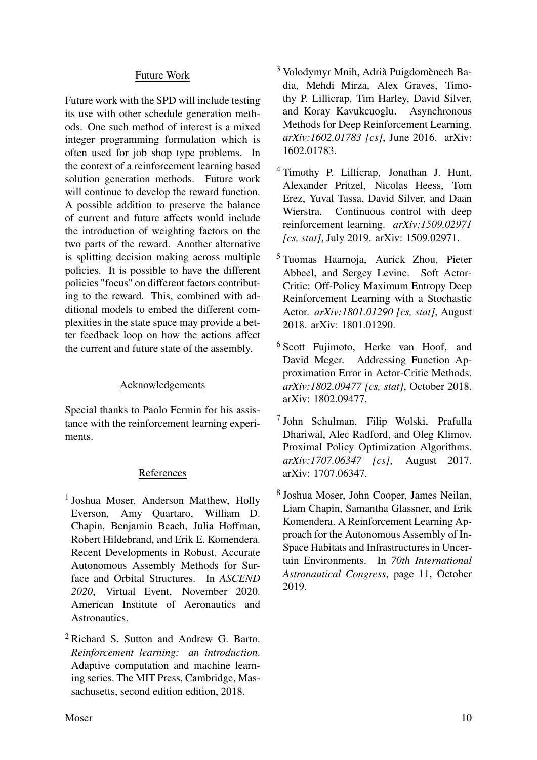## Future Work

Future work with the SPD will include testing its use with other schedule generation methods. One such method of interest is a mixed integer programming formulation which is often used for job shop type problems. In the context of a reinforcement learning based solution generation methods. Future work will continue to develop the reward function. A possible addition to preserve the balance of current and future affects would include the introduction of weighting factors on the two parts of the reward. Another alternative is splitting decision making across multiple policies. It is possible to have the different policies "focus" on different factors contributing to the reward. This, combined with additional models to embed the different complexities in the state space may provide a better feedback loop on how the actions affect the current and future state of the assembly.

## Acknowledgements

Special thanks to Paolo Fermin for his assistance with the reinforcement learning experiments.

## References

[1] Joshua Moser, Anderson Matthew, Holly Everson, Amy Quartaro, William D. Chapin, Benjamin Beach, Julia Hoffman, Robert Hildebrand, and Erik E. Komendera. Recent Developments in Robust, Accurate Autonomous Assembly Methods for Surface and Orbital Structures. In *ASCEND 2020*, Virtual Event, November 2020. American Institute of Aeronautics and Astronautics.

[2] Richard S. Sutton and Andrew G. Barto. *Reinforcement learning: an introduction*. Adaptive computation and machine learning series. The MIT Press, Cambridge, Massachusetts, second edition edition, 2018.

[3] Volodymyr Mnih, Adrià Puigdomènech Badia, Mehdi Mirza, Alex Graves, Timothy P. Lillicrap, Tim Harley, David Silver, and Koray Kavukcuoglu. Asynchronous Methods for Deep Reinforcement Learning. *arXiv:1602.01783 [cs]*, June 2016. arXiv: 1602.01783.

[4] Timothy P. Lillicrap, Jonathan J. Hunt, Alexander Pritzel, Nicolas Heess, Tom Erez, Yuval Tassa, David Silver, and Daan Wierstra. Continuous control with deep reinforcement learning. *arXiv:1509.02971 [cs, stat]*, July 2019. arXiv: 1509.02971.

[5] Tuomas Haarnoja, Aurick Zhou, Pieter Abbeel, and Sergey Levine. Soft Actor-Critic: Off-Policy Maximum Entropy Deep Reinforcement Learning with a Stochastic Actor. *arXiv:1801.01290 [cs, stat]*, August 2018. arXiv: 1801.01290.

[6] Scott Fujimoto, Herke van Hoof, and David Meger. Addressing Function Approximation Error in Actor-Critic Methods. *arXiv:1802.09477 [cs, stat]*, October 2018. arXiv: 1802.09477.

[7] John Schulman, Filip Wolski, Prafulla Dhariwal, Alec Radford, and Oleg Klimov. Proximal Policy Optimization Algorithms. *arXiv:1707.06347 [cs]*, August 2017. arXiv: 1707.06347.

[8] Joshua Moser, John Cooper, James Neilan, Liam Chapin, Samantha Glassner, and Erik Komendera. A Reinforcement Learning Approach for the Autonomous Assembly of In-Space Habitats and Infrastructures in Uncertain Environments. In *70th International Astronautical Congress*, page 11, October 2019.